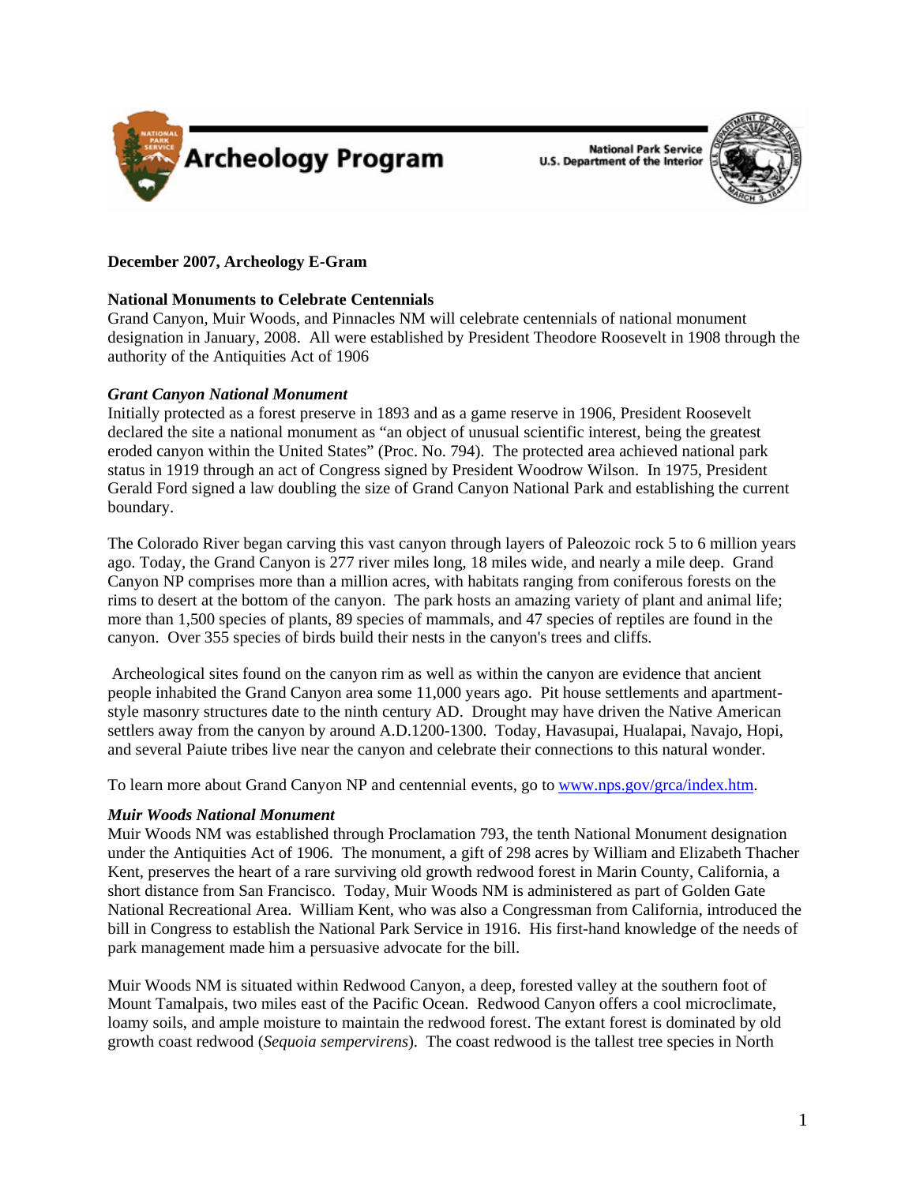Archeology Program

National Park Service
U.S. Department of the Interior

**December 2007, Archeology E-Gram**

**National Monuments to Celebrate Centennials**

Grand Canyon, Muir Woods, and Pinnacles NM will celebrate centennials of national monument designation in January, 2008. All were established by President Theodore Roosevelt in 1908 through the authority of the Antiquities Act of 1906

***Grant Canyon National Monument***

Initially protected as a forest preserve in 1893 and as a game reserve in 1906, President Roosevelt declared the site a national monument as "an object of unusual scientific interest, being the greatest eroded canyon within the United States" (Proc. No. 794). The protected area achieved national park status in 1919 through an act of Congress signed by President Woodrow Wilson. In 1975, President Gerald Ford signed a law doubling the size of Grand Canyon National Park and establishing the current boundary.

The Colorado River began carving this vast canyon through layers of Paleozoic rock 5 to 6 million years ago. Today, the Grand Canyon is 277 river miles long, 18 miles wide, and nearly a mile deep. Grand Canyon NP comprises more than a million acres, with habitats ranging from coniferous forests on the rims to desert at the bottom of the canyon. The park hosts an amazing variety of plant and animal life; more than 1,500 species of plants, 89 species of mammals, and 47 species of reptiles are found in the canyon. Over 355 species of birds build their nests in the canyon's trees and cliffs.

Archeological sites found on the canyon rim as well as within the canyon are evidence that ancient people inhabited the Grand Canyon area some 11,000 years ago. Pit house settlements and apartment-style masonry structures date to the ninth century AD. Drought may have driven the Native American settlers away from the canyon by around A.D.1200-1300. Today, Havasupai, Hualapai, Navajo, Hopi, and several Paiute tribes live near the canyon and celebrate their connections to this natural wonder.

To learn more about Grand Canyon NP and centennial events, go to www.nps.gov/grca/index.htm.

***Muir Woods National Monument***

Muir Woods NM was established through Proclamation 793, the tenth National Monument designation under the Antiquities Act of 1906. The monument, a gift of 298 acres by William and Elizabeth Thacher Kent, preserves the heart of a rare surviving old growth redwood forest in Marin County, California, a short distance from San Francisco. Today, Muir Woods NM is administered as part of Golden Gate National Recreational Area. William Kent, who was also a Congressman from California, introduced the bill in Congress to establish the National Park Service in 1916. His first-hand knowledge of the needs of park management made him a persuasive advocate for the bill.

Muir Woods NM is situated within Redwood Canyon, a deep, forested valley at the southern foot of Mount Tamalpais, two miles east of the Pacific Ocean. Redwood Canyon offers a cool microclimate, loamy soils, and ample moisture to maintain the redwood forest. The extant forest is dominated by old growth coast redwood (*Sequoia sempervirens*). The coast redwood is the tallest tree species in North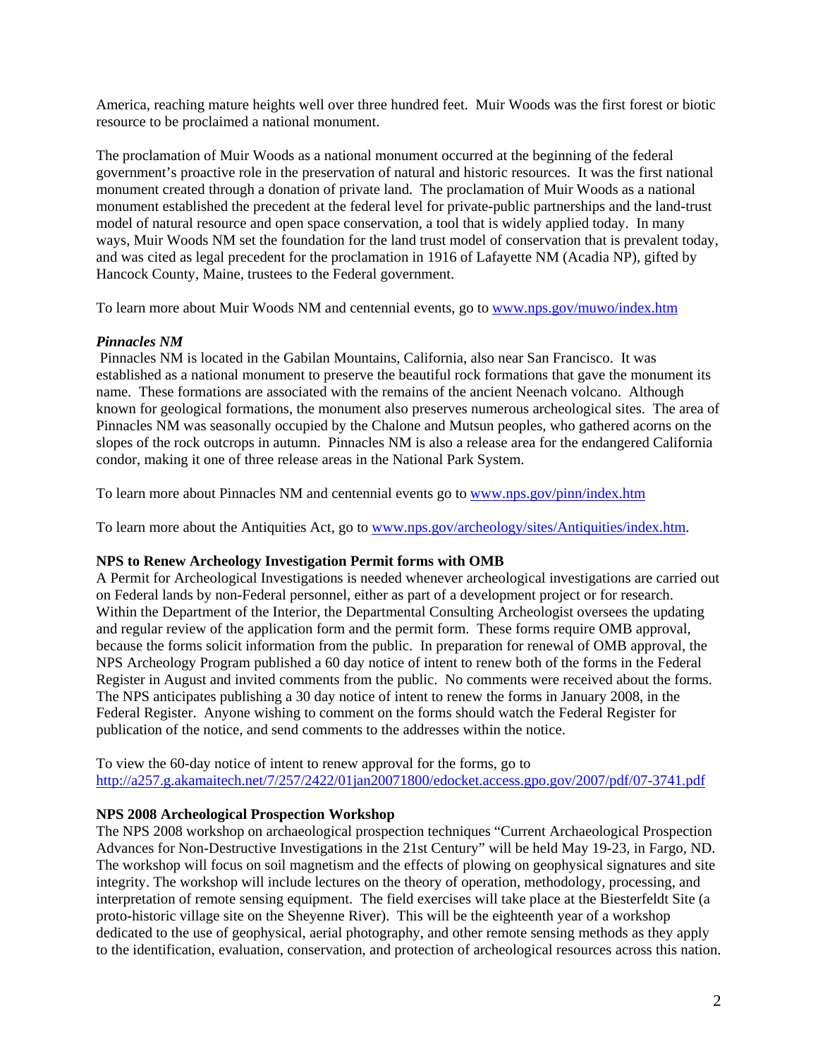America, reaching mature heights well over three hundred feet. Muir Woods was the first forest or biotic resource to be proclaimed a national monument.

The proclamation of Muir Woods as a national monument occurred at the beginning of the federal government's proactive role in the preservation of natural and historic resources. It was the first national monument created through a donation of private land. The proclamation of Muir Woods as a national monument established the precedent at the federal level for private-public partnerships and the land-trust model of natural resource and open space conservation, a tool that is widely applied today. In many ways, Muir Woods NM set the foundation for the land trust model of conservation that is prevalent today, and was cited as legal precedent for the proclamation in 1916 of Lafayette NM (Acadia NP), gifted by Hancock County, Maine, trustees to the Federal government.

To learn more about Muir Woods NM and centennial events, go to [www.nps.gov/muwo/index.htm](www.nps.gov/muwo/index.htm)

***Pinnacles NM***

Pinnacles NM is located in the Gabilan Mountains, California, also near San Francisco. It was established as a national monument to preserve the beautiful rock formations that gave the monument its name. These formations are associated with the remains of the ancient Neenach volcano. Although known for geological formations, the monument also preserves numerous archeological sites. The area of Pinnacles NM was seasonally occupied by the Chalone and Mutsun peoples, who gathered acorns on the slopes of the rock outcrops in autumn. Pinnacles NM is also a release area for the endangered California condor, making it one of three release areas in the National Park System.

To learn more about Pinnacles NM and centennial events go to [www.nps.gov/pinn/index.htm](www.nps.gov/pinn/index.htm)

To learn more about the Antiquities Act, go to [www.nps.gov/archeology/sites/Antiquities/index.htm](www.nps.gov/archeology/sites/Antiquities/index.htm).

**NPS to Renew Archeology Investigation Permit forms with OMB**

A Permit for Archeological Investigations is needed whenever archeological investigations are carried out on Federal lands by non-Federal personnel, either as part of a development project or for research. Within the Department of the Interior, the Departmental Consulting Archeologist oversees the updating and regular review of the application form and the permit form. These forms require OMB approval, because the forms solicit information from the public. In preparation for renewal of OMB approval, the NPS Archeology Program published a 60 day notice of intent to renew both of the forms in the Federal Register in August and invited comments from the public. No comments were received about the forms. The NPS anticipates publishing a 30 day notice of intent to renew the forms in January 2008, in the Federal Register. Anyone wishing to comment on the forms should watch the Federal Register for publication of the notice, and send comments to the addresses within the notice.

To view the 60-day notice of intent to renew approval for the forms, go to
[http://a257.g.akamaitech.net/7/257/2422/01jan20071800/edocket.access.gpo.gov/2007/pdf/07-3741.pdf](http://a257.g.akamaitech.net/7/257/2422/01jan20071800/edocket.access.gpo.gov/2007/pdf/07-3741.pdf)

**NPS 2008 Archeological Prospection Workshop**

The NPS 2008 workshop on archaeological prospection techniques "Current Archaeological Prospection Advances for Non-Destructive Investigations in the 21st Century" will be held May 19-23, in Fargo, ND. The workshop will focus on soil magnetism and the effects of plowing on geophysical signatures and site integrity. The workshop will include lectures on the theory of operation, methodology, processing, and interpretation of remote sensing equipment. The field exercises will take place at the Biesterfeldt Site (a proto-historic village site on the Sheyenne River). This will be the eighteenth year of a workshop dedicated to the use of geophysical, aerial photography, and other remote sensing methods as they apply to the identification, evaluation, conservation, and protection of archeological resources across this nation.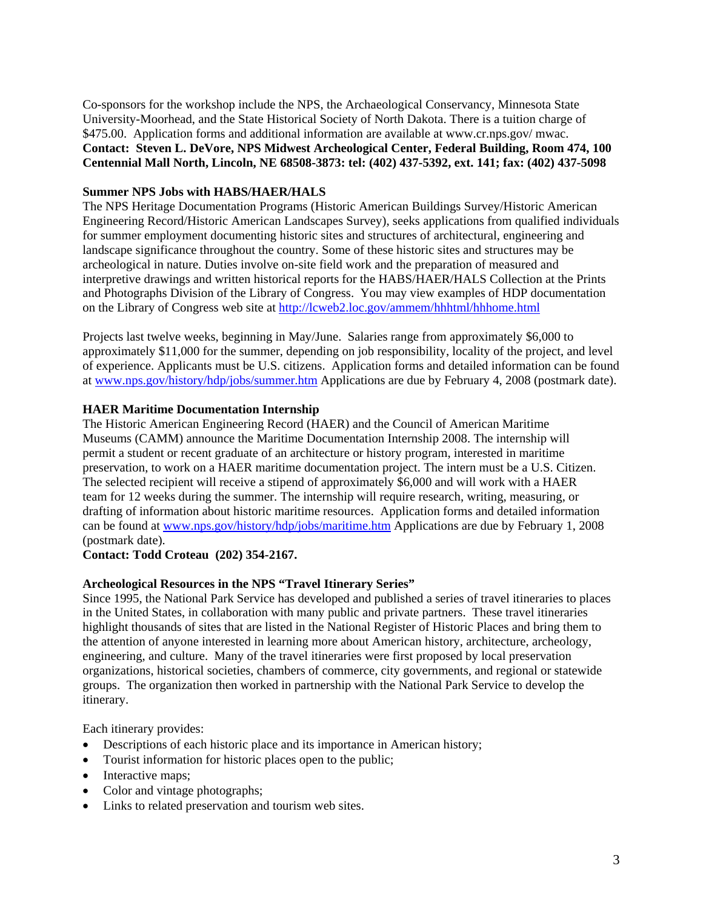Co-sponsors for the workshop include the NPS, the Archaeological Conservancy, Minnesota State University-Moorhead, and the State Historical Society of North Dakota. There is a tuition charge of $475.00. Application forms and additional information are available at www.cr.nps.gov/ mwac.
**Contact: Steven L. DeVore, NPS Midwest Archeological Center, Federal Building, Room 474, 100 Centennial Mall North, Lincoln, NE 68508-3873: tel: (402) 437-5392, ext. 141; fax: (402) 437-5098**

**Summer NPS Jobs with HABS/HAER/HALS**

The NPS Heritage Documentation Programs (Historic American Buildings Survey/Historic American Engineering Record/Historic American Landscapes Survey), seeks applications from qualified individuals for summer employment documenting historic sites and structures of architectural, engineering and landscape significance throughout the country. Some of these historic sites and structures may be archeological in nature. Duties involve on-site field work and the preparation of measured and interpretive drawings and written historical reports for the HABS/HAER/HALS Collection at the Prints and Photographs Division of the Library of Congress. You may view examples of HDP documentation on the Library of Congress web site at http://lcweb2.loc.gov/ammem/hhhtml/hhhome.html

Projects last twelve weeks, beginning in May/June. Salaries range from approximately $6,000 to approximately $11,000 for the summer, depending on job responsibility, locality of the project, and level of experience. Applicants must be U.S. citizens. Application forms and detailed information can be found at www.nps.gov/history/hdp/jobs/summer.htm Applications are due by February 4, 2008 (postmark date).

**HAER Maritime Documentation Internship**

The Historic American Engineering Record (HAER) and the Council of American Maritime Museums (CAMM) announce the Maritime Documentation Internship 2008. The internship will permit a student or recent graduate of an architecture or history program, interested in maritime preservation, to work on a HAER maritime documentation project. The intern must be a U.S. Citizen. The selected recipient will receive a stipend of approximately $6,000 and will work with a HAER team for 12 weeks during the summer. The internship will require research, writing, measuring, or drafting of information about historic maritime resources. Application forms and detailed information can be found at www.nps.gov/history/hdp/jobs/maritime.htm Applications are due by February 1, 2008 (postmark date).
**Contact: Todd Croteau (202) 354-2167.**

**Archeological Resources in the NPS "Travel Itinerary Series"**

Since 1995, the National Park Service has developed and published a series of travel itineraries to places in the United States, in collaboration with many public and private partners. These travel itineraries highlight thousands of sites that are listed in the National Register of Historic Places and bring them to the attention of anyone interested in learning more about American history, architecture, archeology, engineering, and culture. Many of the travel itineraries were first proposed by local preservation organizations, historical societies, chambers of commerce, city governments, and regional or statewide groups. The organization then worked in partnership with the National Park Service to develop the itinerary.

Each itinerary provides:

- Descriptions of each historic place and its importance in American history;
- Tourist information for historic places open to the public;
- Interactive maps;
- Color and vintage photographs;
- Links to related preservation and tourism web sites.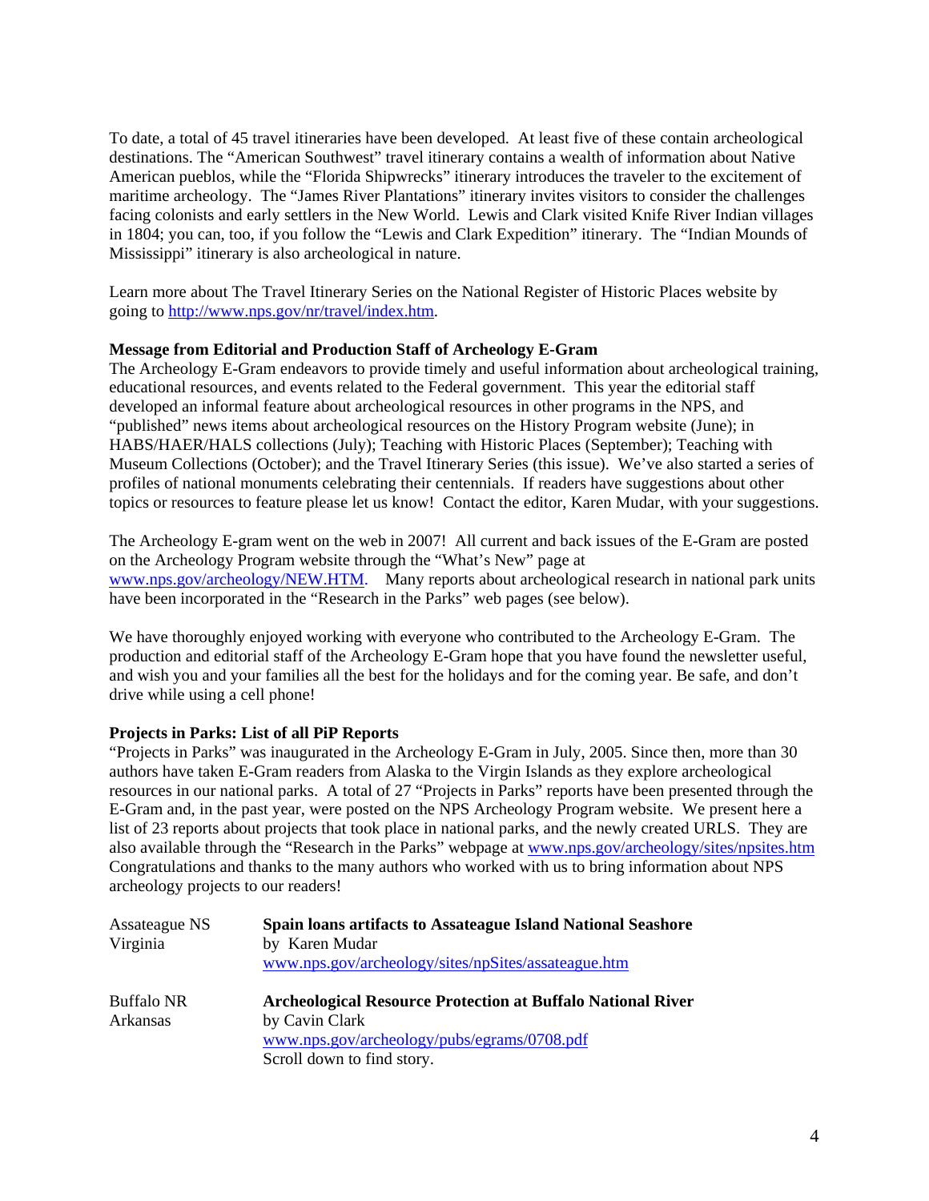To date, a total of 45 travel itineraries have been developed. At least five of these contain archeological destinations. The "American Southwest" travel itinerary contains a wealth of information about Native American pueblos, while the "Florida Shipwrecks" itinerary introduces the traveler to the excitement of maritime archeology. The "James River Plantations" itinerary invites visitors to consider the challenges facing colonists and early settlers in the New World. Lewis and Clark visited Knife River Indian villages in 1804; you can, too, if you follow the "Lewis and Clark Expedition" itinerary. The "Indian Mounds of Mississippi" itinerary is also archeological in nature.

Learn more about The Travel Itinerary Series on the National Register of Historic Places website by going to http://www.nps.gov/nr/travel/index.htm.

**Message from Editorial and Production Staff of Archeology E-Gram**

The Archeology E-Gram endeavors to provide timely and useful information about archeological training, educational resources, and events related to the Federal government. This year the editorial staff developed an informal feature about archeological resources in other programs in the NPS, and "published" news items about archeological resources on the History Program website (June); in HABS/HAER/HALS collections (July); Teaching with Historic Places (September); Teaching with Museum Collections (October); and the Travel Itinerary Series (this issue). We've also started a series of profiles of national monuments celebrating their centennials. If readers have suggestions about other topics or resources to feature please let us know! Contact the editor, Karen Mudar, with your suggestions.

The Archeology E-gram went on the web in 2007! All current and back issues of the E-Gram are posted on the Archeology Program website through the "What's New" page at www.nps.gov/archeology/NEW.HTM. Many reports about archeological research in national park units have been incorporated in the "Research in the Parks" web pages (see below).

We have thoroughly enjoyed working with everyone who contributed to the Archeology E-Gram. The production and editorial staff of the Archeology E-Gram hope that you have found the newsletter useful, and wish you and your families all the best for the holidays and for the coming year. Be safe, and don't drive while using a cell phone!

**Projects in Parks: List of all PiP Reports**

"Projects in Parks" was inaugurated in the Archeology E-Gram in July, 2005. Since then, more than 30 authors have taken E-Gram readers from Alaska to the Virgin Islands as they explore archeological resources in our national parks. A total of 27 "Projects in Parks" reports have been presented through the E-Gram and, in the past year, were posted on the NPS Archeology Program website. We present here a list of 23 reports about projects that took place in national parks, and the newly created URLS. They are also available through the "Research in the Parks" webpage at www.nps.gov/archeology/sites/npsites.htm Congratulations and thanks to the many authors who worked with us to bring information about NPS archeology projects to our readers!

| | |
|---|---|
| Assateague NS<br>Virginia | **Spain loans artifacts to Assateague Island National Seashore**<br>by Karen Mudar<br>www.nps.gov/archeology/sites/npSites/assateague.htm |
| Buffalo NR<br>Arkansas | **Archeological Resource Protection at Buffalo National River**<br>by Cavin Clark<br>www.nps.gov/archeology/pubs/egrams/0708.pdf<br>Scroll down to find story. |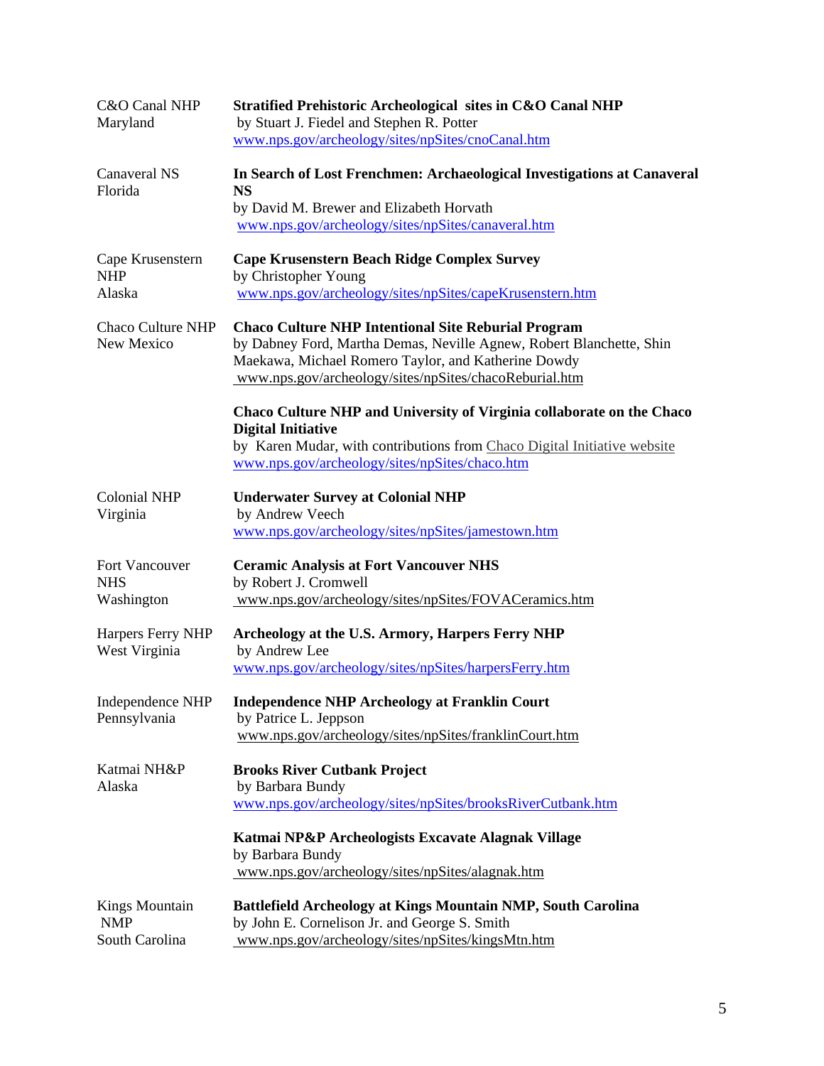| | |
|---|---|
| C&O Canal NHP<br>Maryland | **Stratified Prehistoric Archeological sites in C&O Canal NHP**<br>by Stuart J. Fiedel and Stephen R. Potter<br>www.nps.gov/archeology/sites/npSites/cnoCanal.htm |
| Canaveral NS<br>Florida | **In Search of Lost Frenchmen: Archaeological Investigations at Canaveral NS**<br>by David M. Brewer and Elizabeth Horvath<br>www.nps.gov/archeology/sites/npSites/canaveral.htm |
| Cape Krusenstern NHP<br>Alaska | **Cape Krusenstern Beach Ridge Complex Survey**<br>by Christopher Young<br>www.nps.gov/archeology/sites/npSites/capeKrusenstern.htm |
| Chaco Culture NHP<br>New Mexico | **Chaco Culture NHP Intentional Site Reburial Program**<br>by Dabney Ford, Martha Demas, Neville Agnew, Robert Blanchette, Shin Maekawa, Michael Romero Taylor, and Katherine Dowdy<br>www.nps.gov/archeology/sites/npSites/chacoReburial.htm |
| | **Chaco Culture NHP and University of Virginia collaborate on the Chaco Digital Initiative**<br>by Karen Mudar, with contributions from Chaco Digital Initiative website<br>www.nps.gov/archeology/sites/npSites/chaco.htm |
| Colonial NHP<br>Virginia | **Underwater Survey at Colonial NHP**<br>by Andrew Veech<br>www.nps.gov/archeology/sites/npSites/jamestown.htm |
| Fort Vancouver NHS<br>Washington | **Ceramic Analysis at Fort Vancouver NHS**<br>by Robert J. Cromwell<br>www.nps.gov/archeology/sites/npSites/FOVACeramics.htm |
| Harpers Ferry NHP<br>West Virginia | **Archeology at the U.S. Armory, Harpers Ferry NHP**<br>by Andrew Lee<br>www.nps.gov/archeology/sites/npSites/harpersFerry.htm |
| Independence NHP<br>Pennsylvania | **Independence NHP Archeology at Franklin Court**<br>by Patrice L. Jeppson<br>www.nps.gov/archeology/sites/npSites/franklinCourt.htm |
| Katmai NH&P<br>Alaska | **Brooks River Cutbank Project**<br>by Barbara Bundy<br>www.nps.gov/archeology/sites/npSites/brooksRiverCutbank.htm |
| | **Katmai NP&P Archeologists Excavate Alagnak Village**<br>by Barbara Bundy<br>www.nps.gov/archeology/sites/npSites/alagnak.htm |
| Kings Mountain NMP<br>South Carolina | **Battlefield Archeology at Kings Mountain NMP, South Carolina**<br>by John E. Cornelison Jr. and George S. Smith<br>www.nps.gov/archeology/sites/npSites/kingsMtn.htm |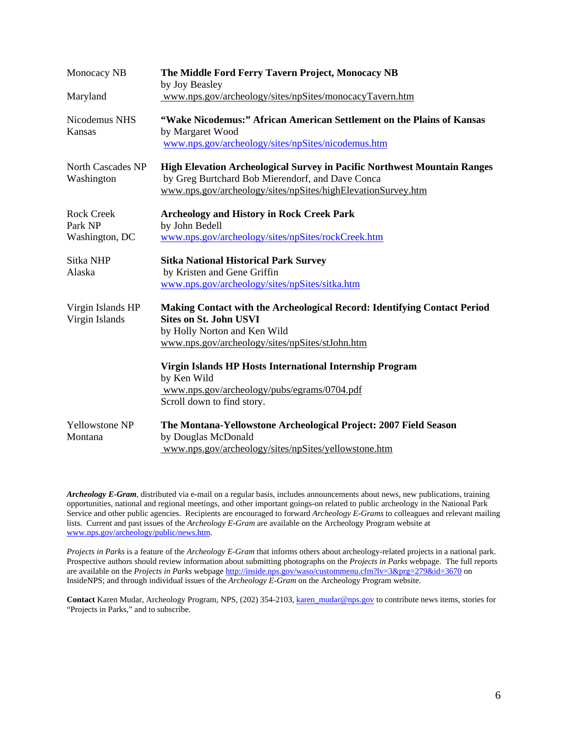| | |
|---|---|
| Monocacy NB<br>Maryland | **The Middle Ford Ferry Tavern Project, Monocacy NB**<br>by Joy Beasley<br>www.nps.gov/archeology/sites/npSites/monocacyTavern.htm |
| Nicodemus NHS<br>Kansas | **"Wake Nicodemus:" African American Settlement on the Plains of Kansas**<br>by Margaret Wood<br>www.nps.gov/archeology/sites/npSites/nicodemus.htm |
| North Cascades NP<br>Washington | **High Elevation Archeological Survey in Pacific Northwest Mountain Ranges**<br>by Greg Burtchard Bob Mierendorf, and Dave Conca<br>www.nps.gov/archeology/sites/npSites/highElevationSurvey.htm |
| Rock Creek<br>Park NP<br>Washington, DC | **Archeology and History in Rock Creek Park**<br>by John Bedell<br>www.nps.gov/archeology/sites/npSites/rockCreek.htm |
| Sitka NHP<br>Alaska | **Sitka National Historical Park Survey**<br>by Kristen and Gene Griffin<br>www.nps.gov/archeology/sites/npSites/sitka.htm |
| Virgin Islands HP<br>Virgin Islands | **Making Contact with the Archeological Record: Identifying Contact Period Sites on St. John USVI**<br>by Holly Norton and Ken Wild<br>www.nps.gov/archeology/sites/npSites/stJohn.htm |
| | **Virgin Islands HP Hosts International Internship Program**<br>by Ken Wild<br>www.nps.gov/archeology/pubs/egrams/0704.pdf<br>Scroll down to find story. |
| Yellowstone NP<br>Montana | **The Montana-Yellowstone Archeological Project: 2007 Field Season**<br>by Douglas McDonald<br>www.nps.gov/archeology/sites/npSites/yellowstone.htm |

***Archeology E-Gram***, distributed via e-mail on a regular basis, includes announcements about news, new publications, training opportunities, national and regional meetings, and other important goings-on related to public archeology in the National Park Service and other public agencies. Recipients are encouraged to forward *Archeology E-Grams* to colleagues and relevant mailing lists. Current and past issues of the *Archeology E-Gram* are available on the Archeology Program website at www.nps.gov/archeology/public/news.htm.

*Projects in Parks* is a feature of the *Archeology E-Gram* that informs others about archeology-related projects in a national park. Prospective authors should review information about submitting photographs on the *Projects in Parks* webpage. The full reports are available on the *Projects in Parks* webpage http://inside.nps.gov/waso/custommenu.cfm?lv=3&prg=279&id=3670 on InsideNPS; and through individual issues of the *Archeology E-Gram* on the Archeology Program website.

**Contact** Karen Mudar, Archeology Program, NPS, (202) 354-2103, karen_mudar@nps.gov to contribute news items, stories for "Projects in Parks," and to subscribe.